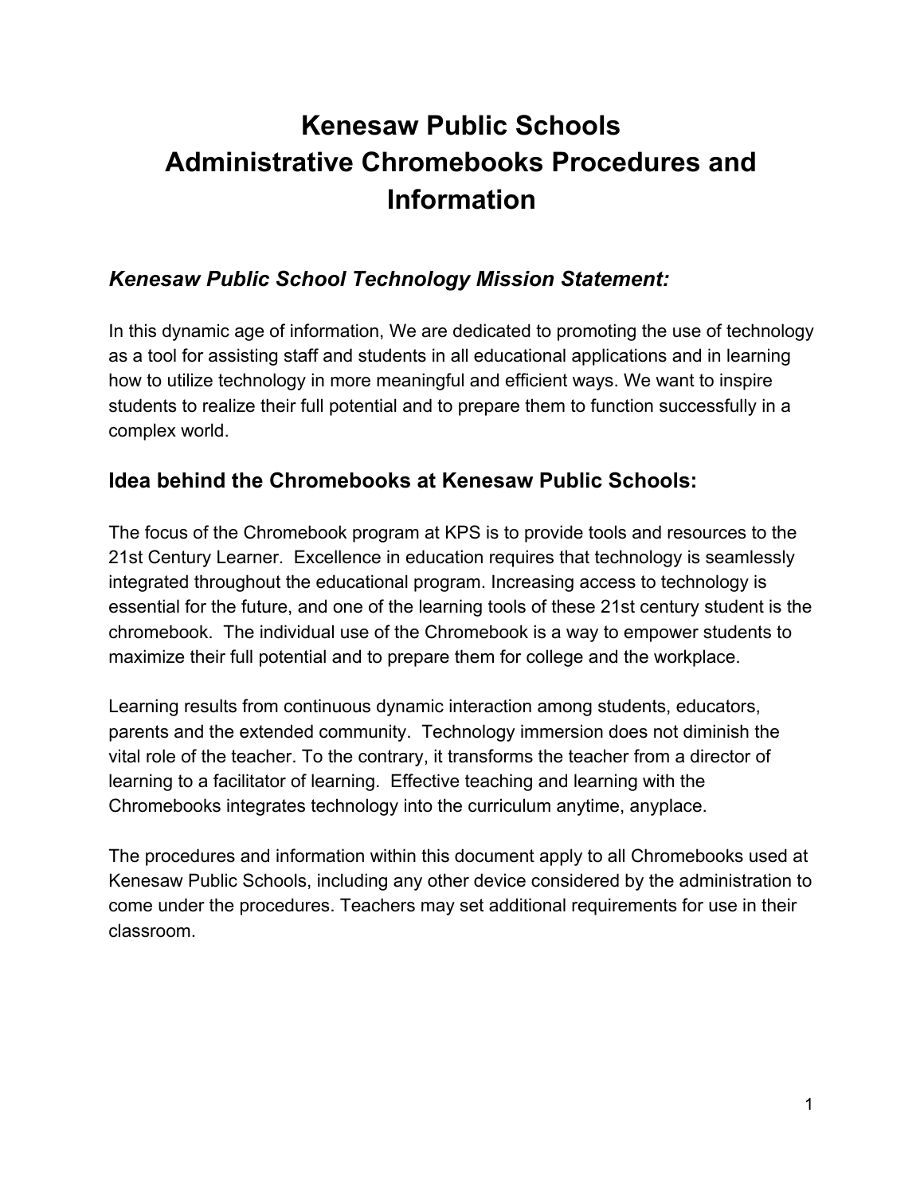# Kenesaw Public Schools
# Administrative Chromebooks Procedures and Information

## *Kenesaw Public School Technology Mission Statement:*

In this dynamic age of information, We are dedicated to promoting the use of technology as a tool for assisting staff and students in all educational applications and in learning how to utilize technology in more meaningful and efficient ways. We want to inspire students to realize their full potential and to prepare them to function successfully in a complex world.

## Idea behind the Chromebooks at Kenesaw Public Schools:

The focus of the Chromebook program at KPS is to provide tools and resources to the 21st Century Learner. Excellence in education requires that technology is seamlessly integrated throughout the educational program. Increasing access to technology is essential for the future, and one of the learning tools of these 21st century student is the chromebook. The individual use of the Chromebook is a way to empower students to maximize their full potential and to prepare them for college and the workplace.

Learning results from continuous dynamic interaction among students, educators, parents and the extended community. Technology immersion does not diminish the vital role of the teacher. To the contrary, it transforms the teacher from a director of learning to a facilitator of learning. Effective teaching and learning with the Chromebooks integrates technology into the curriculum anytime, anyplace.

The procedures and information within this document apply to all Chromebooks used at Kenesaw Public Schools, including any other device considered by the administration to come under the procedures. Teachers may set additional requirements for use in their classroom.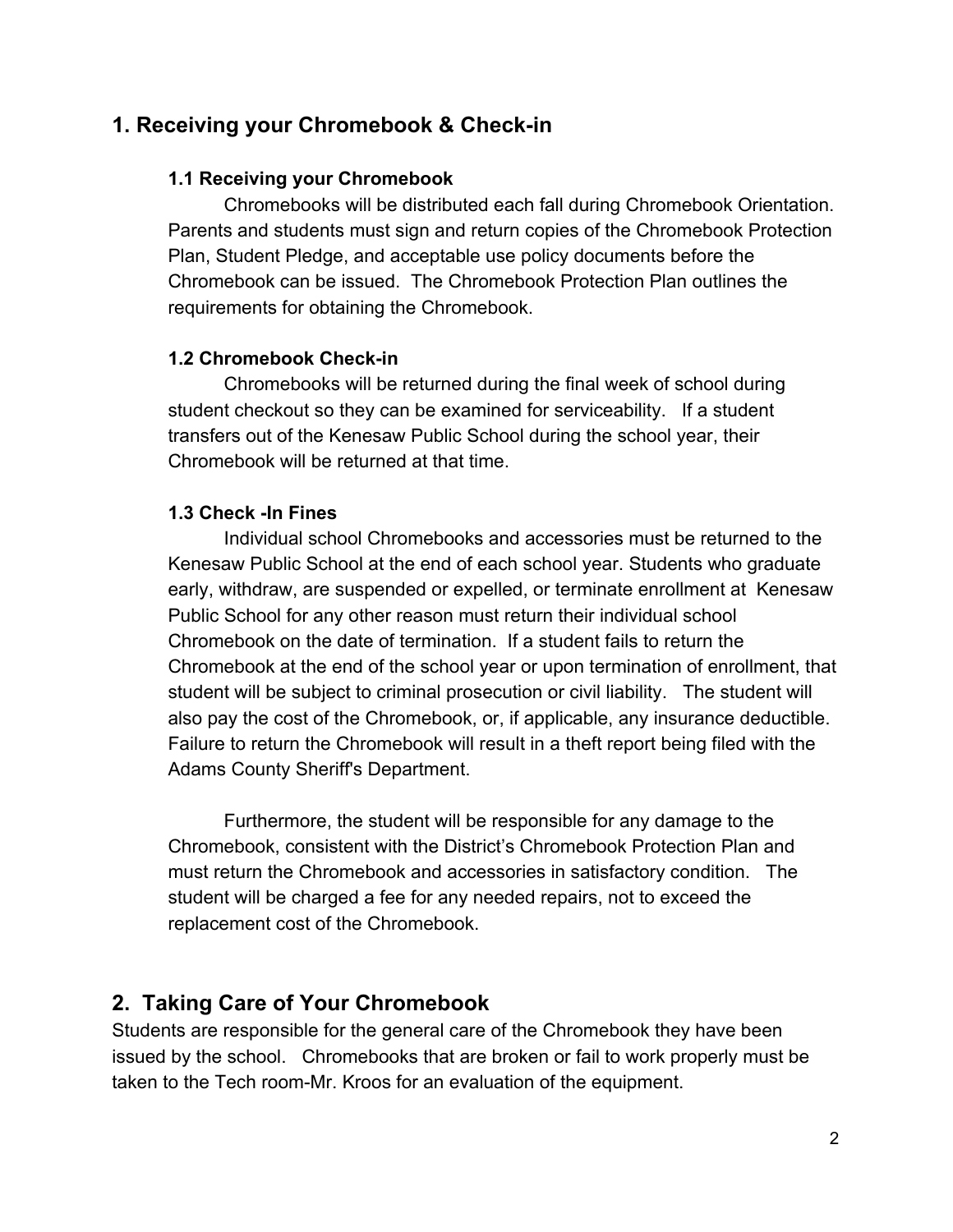## 1. Receiving your Chromebook & Check-in

### 1.1 Receiving your Chromebook

Chromebooks will be distributed each fall during Chromebook Orientation. Parents and students must sign and return copies of the Chromebook Protection Plan, Student Pledge, and acceptable use policy documents before the Chromebook can be issued. The Chromebook Protection Plan outlines the requirements for obtaining the Chromebook.

### 1.2 Chromebook Check-in

Chromebooks will be returned during the final week of school during student checkout so they can be examined for serviceability. If a student transfers out of the Kenesaw Public School during the school year, their Chromebook will be returned at that time.

### 1.3 Check -In Fines

Individual school Chromebooks and accessories must be returned to the Kenesaw Public School at the end of each school year. Students who graduate early, withdraw, are suspended or expelled, or terminate enrollment at Kenesaw Public School for any other reason must return their individual school Chromebook on the date of termination. If a student fails to return the Chromebook at the end of the school year or upon termination of enrollment, that student will be subject to criminal prosecution or civil liability. The student will also pay the cost of the Chromebook, or, if applicable, any insurance deductible. Failure to return the Chromebook will result in a theft report being filed with the Adams County Sheriff's Department.

Furthermore, the student will be responsible for any damage to the Chromebook, consistent with the District's Chromebook Protection Plan and must return the Chromebook and accessories in satisfactory condition. The student will be charged a fee for any needed repairs, not to exceed the replacement cost of the Chromebook.

## 2. Taking Care of Your Chromebook

Students are responsible for the general care of the Chromebook they have been issued by the school. Chromebooks that are broken or fail to work properly must be taken to the Tech room-Mr. Kroos for an evaluation of the equipment.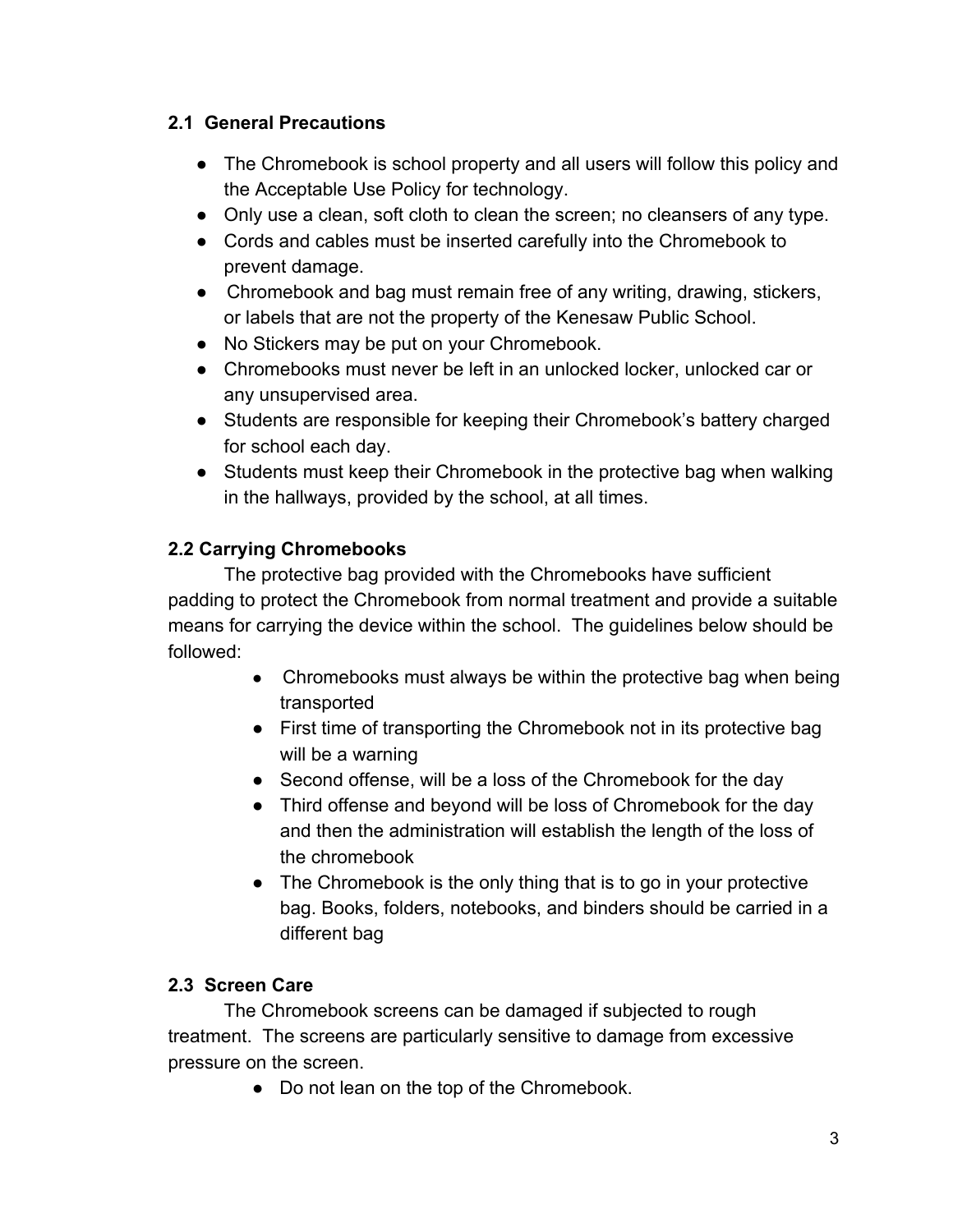### 2.1 General Precautions

- The Chromebook is school property and all users will follow this policy and the Acceptable Use Policy for technology.
- Only use a clean, soft cloth to clean the screen; no cleansers of any type.
- Cords and cables must be inserted carefully into the Chromebook to prevent damage.
- Chromebook and bag must remain free of any writing, drawing, stickers, or labels that are not the property of the Kenesaw Public School.
- No Stickers may be put on your Chromebook.
- Chromebooks must never be left in an unlocked locker, unlocked car or any unsupervised area.
- Students are responsible for keeping their Chromebook's battery charged for school each day.
- Students must keep their Chromebook in the protective bag when walking in the hallways, provided by the school, at all times.

### 2.2 Carrying Chromebooks

The protective bag provided with the Chromebooks have sufficient padding to protect the Chromebook from normal treatment and provide a suitable means for carrying the device within the school. The guidelines below should be followed:

- Chromebooks must always be within the protective bag when being transported
- First time of transporting the Chromebook not in its protective bag will be a warning
- Second offense, will be a loss of the Chromebook for the day
- Third offense and beyond will be loss of Chromebook for the day and then the administration will establish the length of the loss of the chromebook
- The Chromebook is the only thing that is to go in your protective bag. Books, folders, notebooks, and binders should be carried in a different bag

### 2.3 Screen Care

The Chromebook screens can be damaged if subjected to rough treatment. The screens are particularly sensitive to damage from excessive pressure on the screen.

- Do not lean on the top of the Chromebook.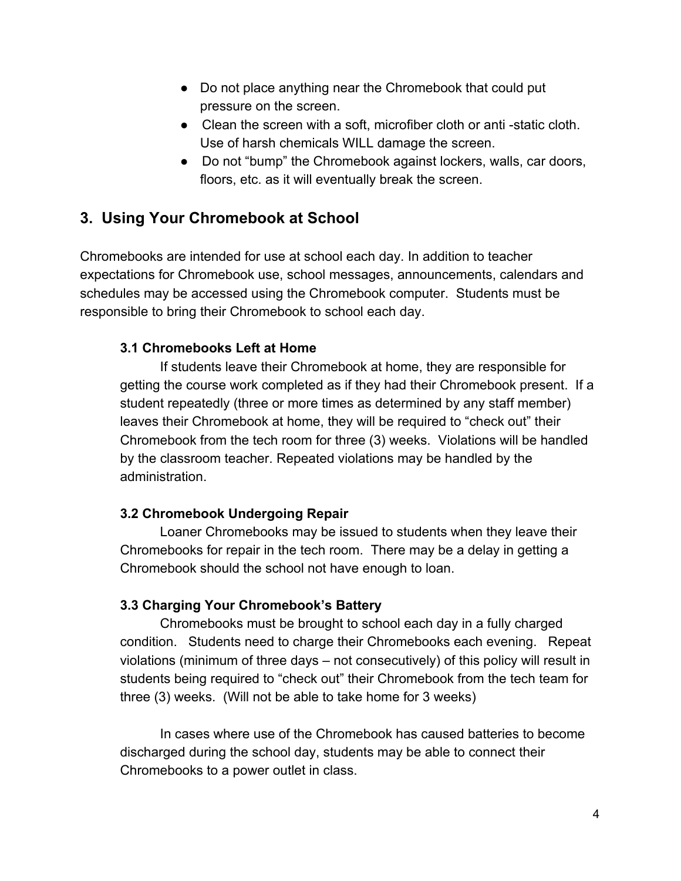- Do not place anything near the Chromebook that could put pressure on the screen.
- Clean the screen with a soft, microfiber cloth or anti -static cloth. Use of harsh chemicals WILL damage the screen.
- Do not "bump" the Chromebook against lockers, walls, car doors, floors, etc. as it will eventually break the screen.

## 3. Using Your Chromebook at School

Chromebooks are intended for use at school each day. In addition to teacher expectations for Chromebook use, school messages, announcements, calendars and schedules may be accessed using the Chromebook computer. Students must be responsible to bring their Chromebook to school each day.

### 3.1 Chromebooks Left at Home

If students leave their Chromebook at home, they are responsible for getting the course work completed as if they had their Chromebook present. If a student repeatedly (three or more times as determined by any staff member) leaves their Chromebook at home, they will be required to "check out" their Chromebook from the tech room for three (3) weeks. Violations will be handled by the classroom teacher. Repeated violations may be handled by the administration.

### 3.2 Chromebook Undergoing Repair

Loaner Chromebooks may be issued to students when they leave their Chromebooks for repair in the tech room. There may be a delay in getting a Chromebook should the school not have enough to loan.

### 3.3 Charging Your Chromebook's Battery

Chromebooks must be brought to school each day in a fully charged condition. Students need to charge their Chromebooks each evening. Repeat violations (minimum of three days – not consecutively) of this policy will result in students being required to "check out" their Chromebook from the tech team for three (3) weeks. (Will not be able to take home for 3 weeks)

In cases where use of the Chromebook has caused batteries to become discharged during the school day, students may be able to connect their Chromebooks to a power outlet in class.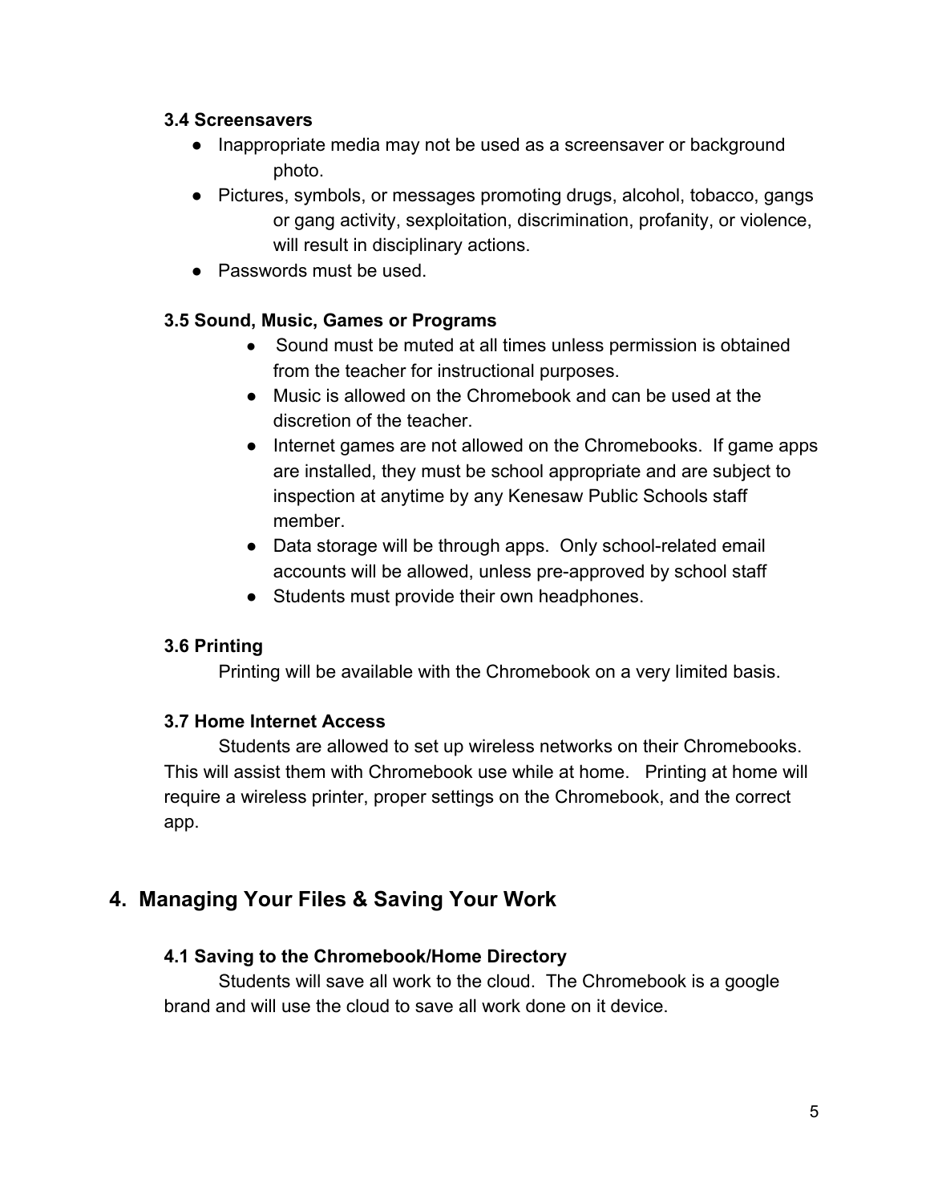### 3.4 Screensavers

- Inappropriate media may not be used as a screensaver or background photo.
- Pictures, symbols, or messages promoting drugs, alcohol, tobacco, gangs or gang activity, sexploitation, discrimination, profanity, or violence, will result in disciplinary actions.
- Passwords must be used.

### 3.5 Sound, Music, Games or Programs

- Sound must be muted at all times unless permission is obtained from the teacher for instructional purposes.
- Music is allowed on the Chromebook and can be used at the discretion of the teacher.
- Internet games are not allowed on the Chromebooks. If game apps are installed, they must be school appropriate and are subject to inspection at anytime by any Kenesaw Public Schools staff member.
- Data storage will be through apps. Only school-related email accounts will be allowed, unless pre-approved by school staff
- Students must provide their own headphones.

### 3.6 Printing

Printing will be available with the Chromebook on a very limited basis.

### 3.7 Home Internet Access

Students are allowed to set up wireless networks on their Chromebooks. This will assist them with Chromebook use while at home. Printing at home will require a wireless printer, proper settings on the Chromebook, and the correct app.

## 4. Managing Your Files & Saving Your Work

### 4.1 Saving to the Chromebook/Home Directory

Students will save all work to the cloud. The Chromebook is a google brand and will use the cloud to save all work done on it device.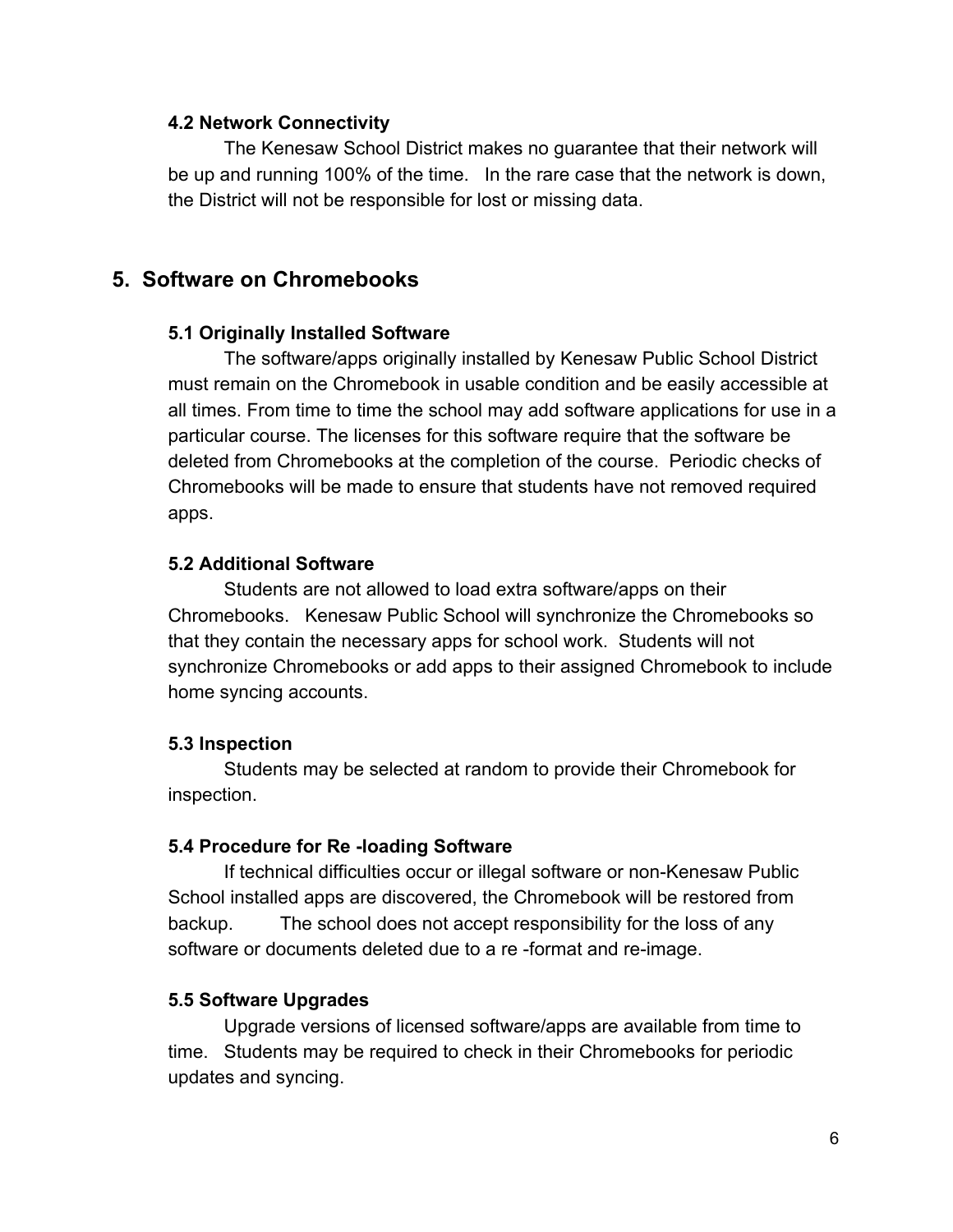### 4.2 Network Connectivity

The Kenesaw School District makes no guarantee that their network will be up and running 100% of the time. In the rare case that the network is down, the District will not be responsible for lost or missing data.

## 5. Software on Chromebooks

### 5.1 Originally Installed Software

The software/apps originally installed by Kenesaw Public School District must remain on the Chromebook in usable condition and be easily accessible at all times. From time to time the school may add software applications for use in a particular course. The licenses for this software require that the software be deleted from Chromebooks at the completion of the course. Periodic checks of Chromebooks will be made to ensure that students have not removed required apps.

### 5.2 Additional Software

Students are not allowed to load extra software/apps on their Chromebooks. Kenesaw Public School will synchronize the Chromebooks so that they contain the necessary apps for school work. Students will not synchronize Chromebooks or add apps to their assigned Chromebook to include home syncing accounts.

### 5.3 Inspection

Students may be selected at random to provide their Chromebook for inspection.

### 5.4 Procedure for Re -loading Software

If technical difficulties occur or illegal software or non-Kenesaw Public School installed apps are discovered, the Chromebook will be restored from backup. The school does not accept responsibility for the loss of any software or documents deleted due to a re -format and re-image.

### 5.5 Software Upgrades

Upgrade versions of licensed software/apps are available from time to time. Students may be required to check in their Chromebooks for periodic updates and syncing.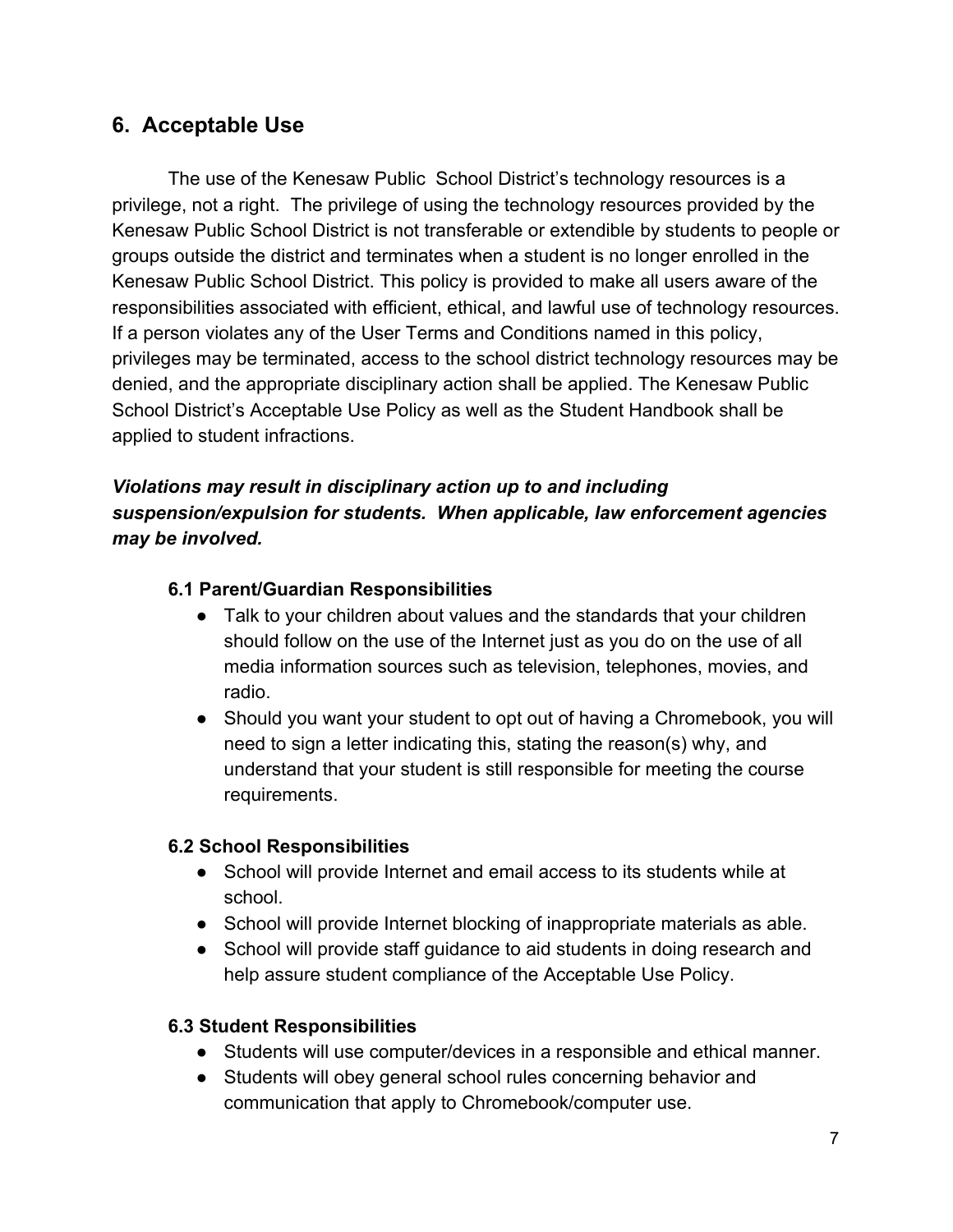## 6. Acceptable Use

The use of the Kenesaw Public School District's technology resources is a privilege, not a right. The privilege of using the technology resources provided by the Kenesaw Public School District is not transferable or extendible by students to people or groups outside the district and terminates when a student is no longer enrolled in the Kenesaw Public School District. This policy is provided to make all users aware of the responsibilities associated with efficient, ethical, and lawful use of technology resources. If a person violates any of the User Terms and Conditions named in this policy, privileges may be terminated, access to the school district technology resources may be denied, and the appropriate disciplinary action shall be applied. The Kenesaw Public School District's Acceptable Use Policy as well as the Student Handbook shall be applied to student infractions.

***Violations may result in disciplinary action up to and including suspension/expulsion for students. When applicable, law enforcement agencies may be involved.***

### 6.1 Parent/Guardian Responsibilities

- Talk to your children about values and the standards that your children should follow on the use of the Internet just as you do on the use of all media information sources such as television, telephones, movies, and radio.
- Should you want your student to opt out of having a Chromebook, you will need to sign a letter indicating this, stating the reason(s) why, and understand that your student is still responsible for meeting the course requirements.

### 6.2 School Responsibilities

- School will provide Internet and email access to its students while at school.
- School will provide Internet blocking of inappropriate materials as able.
- School will provide staff guidance to aid students in doing research and help assure student compliance of the Acceptable Use Policy.

### 6.3 Student Responsibilities

- Students will use computer/devices in a responsible and ethical manner.
- Students will obey general school rules concerning behavior and communication that apply to Chromebook/computer use.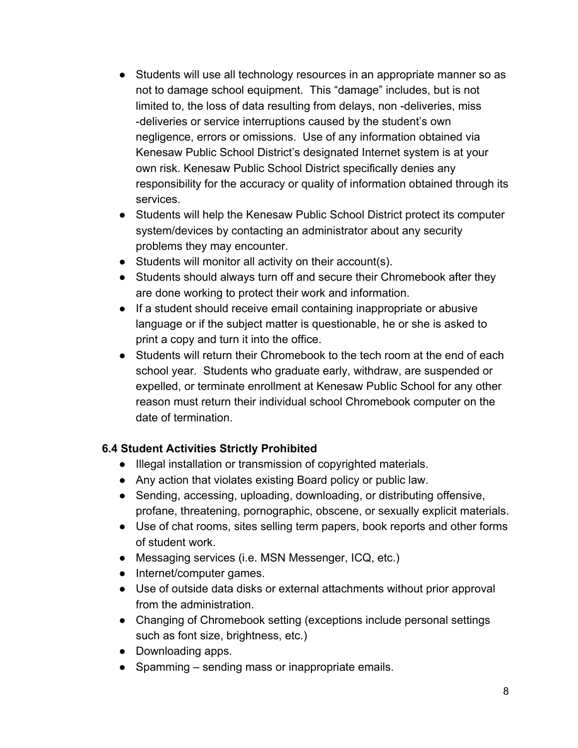- Students will use all technology resources in an appropriate manner so as not to damage school equipment. This "damage" includes, but is not limited to, the loss of data resulting from delays, non -deliveries, miss -deliveries or service interruptions caused by the student's own negligence, errors or omissions. Use of any information obtained via Kenesaw Public School District's designated Internet system is at your own risk. Kenesaw Public School District specifically denies any responsibility for the accuracy or quality of information obtained through its services.
- Students will help the Kenesaw Public School District protect its computer system/devices by contacting an administrator about any security problems they may encounter.
- Students will monitor all activity on their account(s).
- Students should always turn off and secure their Chromebook after they are done working to protect their work and information.
- If a student should receive email containing inappropriate or abusive language or if the subject matter is questionable, he or she is asked to print a copy and turn it into the office.
- Students will return their Chromebook to the tech room at the end of each school year. Students who graduate early, withdraw, are suspended or expelled, or terminate enrollment at Kenesaw Public School for any other reason must return their individual school Chromebook computer on the date of termination.

**6.4 Student Activities Strictly Prohibited**

- Illegal installation or transmission of copyrighted materials.
- Any action that violates existing Board policy or public law.
- Sending, accessing, uploading, downloading, or distributing offensive, profane, threatening, pornographic, obscene, or sexually explicit materials.
- Use of chat rooms, sites selling term papers, book reports and other forms of student work.
- Messaging services (i.e. MSN Messenger, ICQ, etc.)
- Internet/computer games.
- Use of outside data disks or external attachments without prior approval from the administration.
- Changing of Chromebook setting (exceptions include personal settings such as font size, brightness, etc.)
- Downloading apps.
- Spamming – sending mass or inappropriate emails.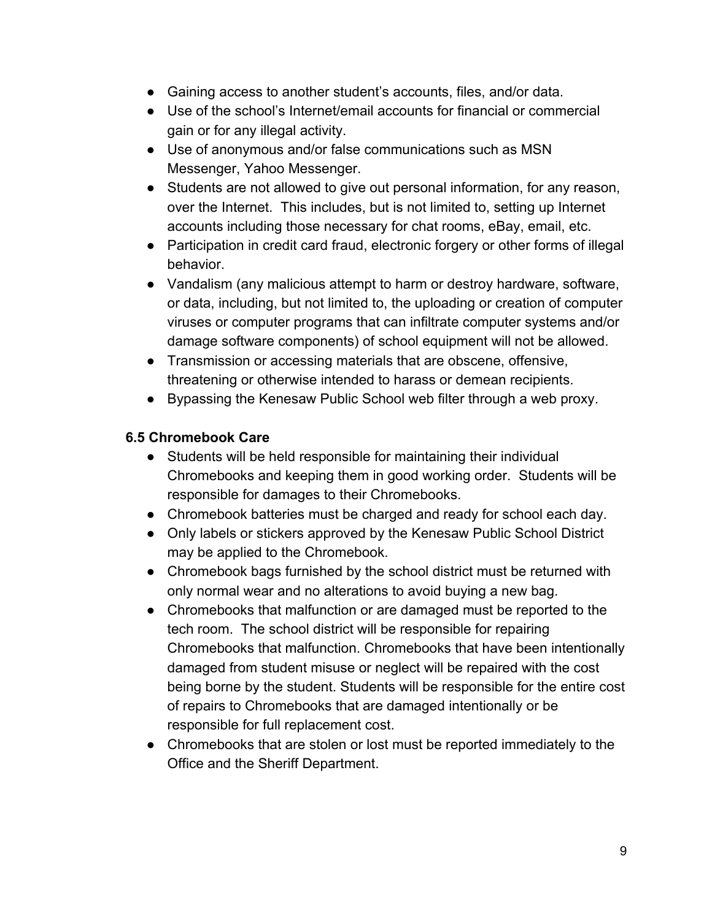- Gaining access to another student's accounts, files, and/or data.
- Use of the school's Internet/email accounts for financial or commercial gain or for any illegal activity.
- Use of anonymous and/or false communications such as MSN Messenger, Yahoo Messenger.
- Students are not allowed to give out personal information, for any reason, over the Internet. This includes, but is not limited to, setting up Internet accounts including those necessary for chat rooms, eBay, email, etc.
- Participation in credit card fraud, electronic forgery or other forms of illegal behavior.
- Vandalism (any malicious attempt to harm or destroy hardware, software, or data, including, but not limited to, the uploading or creation of computer viruses or computer programs that can infiltrate computer systems and/or damage software components) of school equipment will not be allowed.
- Transmission or accessing materials that are obscene, offensive, threatening or otherwise intended to harass or demean recipients.
- Bypassing the Kenesaw Public School web filter through a web proxy.

**6.5 Chromebook Care**

- Students will be held responsible for maintaining their individual Chromebooks and keeping them in good working order. Students will be responsible for damages to their Chromebooks.
- Chromebook batteries must be charged and ready for school each day.
- Only labels or stickers approved by the Kenesaw Public School District may be applied to the Chromebook.
- Chromebook bags furnished by the school district must be returned with only normal wear and no alterations to avoid buying a new bag.
- Chromebooks that malfunction or are damaged must be reported to the tech room. The school district will be responsible for repairing Chromebooks that malfunction. Chromebooks that have been intentionally damaged from student misuse or neglect will be repaired with the cost being borne by the student. Students will be responsible for the entire cost of repairs to Chromebooks that are damaged intentionally or be responsible for full replacement cost.
- Chromebooks that are stolen or lost must be reported immediately to the Office and the Sheriff Department.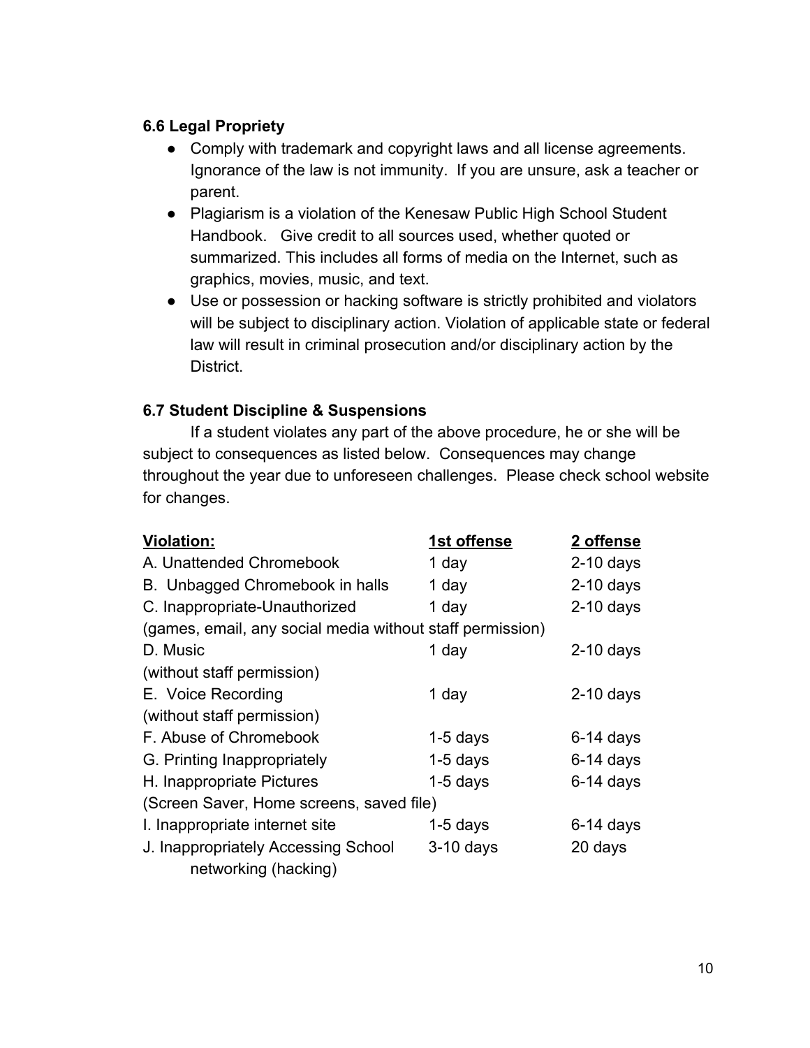### 6.6 Legal Propriety

- Comply with trademark and copyright laws and all license agreements. Ignorance of the law is not immunity. If you are unsure, ask a teacher or parent.
- Plagiarism is a violation of the Kenesaw Public High School Student Handbook. Give credit to all sources used, whether quoted or summarized. This includes all forms of media on the Internet, such as graphics, movies, music, and text.
- Use or possession or hacking software is strictly prohibited and violators will be subject to disciplinary action. Violation of applicable state or federal law will result in criminal prosecution and/or disciplinary action by the District.

### 6.7 Student Discipline & Suspensions

If a student violates any part of the above procedure, he or she will be subject to consequences as listed below. Consequences may change throughout the year due to unforeseen challenges. Please check school website for changes.

| Violation: | 1st offense | 2 offense |
|---|---|---|
| A. Unattended Chromebook | 1 day | 2-10 days |
| B. Unbagged Chromebook in halls | 1 day | 2-10 days |
| C. Inappropriate-Unauthorized (games, email, any social media without staff permission) | 1 day | 2-10 days |
| D. Music (without staff permission) | 1 day | 2-10 days |
| E. Voice Recording (without staff permission) | 1 day | 2-10 days |
| F. Abuse of Chromebook | 1-5 days | 6-14 days |
| G. Printing Inappropriately | 1-5 days | 6-14 days |
| H. Inappropriate Pictures (Screen Saver, Home screens, saved file) | 1-5 days | 6-14 days |
| I. Inappropriate internet site | 1-5 days | 6-14 days |
| J. Inappropriately Accessing School networking (hacking) | 3-10 days | 20 days |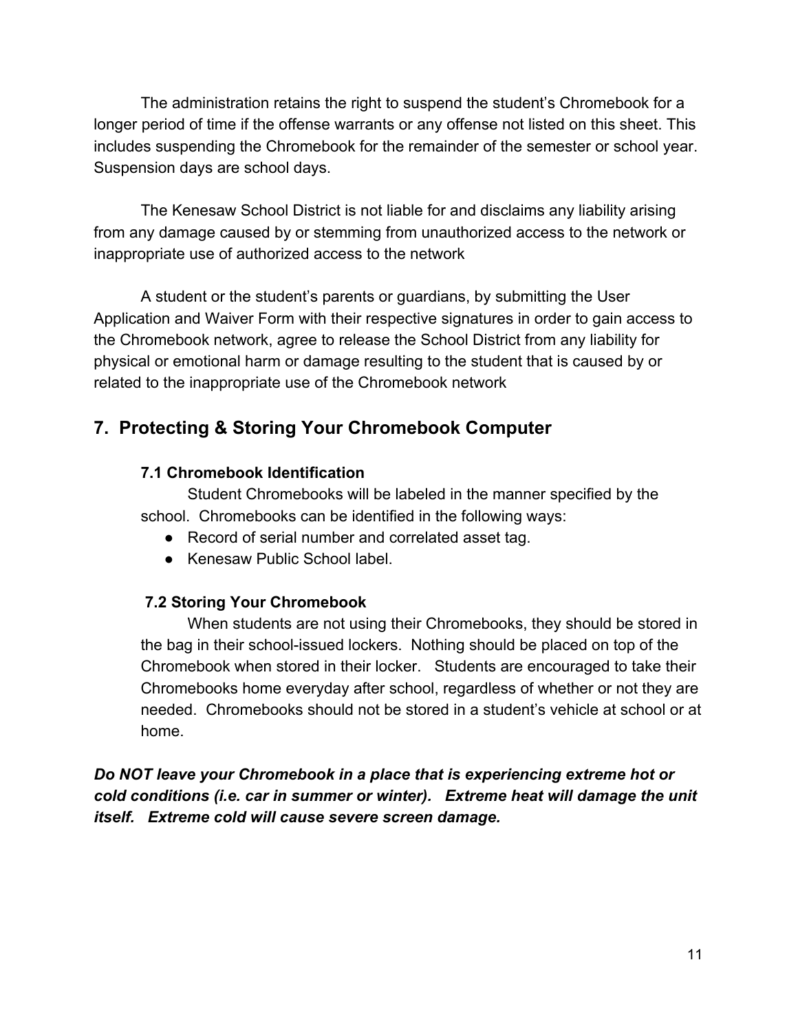The administration retains the right to suspend the student's Chromebook for a longer period of time if the offense warrants or any offense not listed on this sheet. This includes suspending the Chromebook for the remainder of the semester or school year. Suspension days are school days.

The Kenesaw School District is not liable for and disclaims any liability arising from any damage caused by or stemming from unauthorized access to the network or inappropriate use of authorized access to the network

A student or the student's parents or guardians, by submitting the User Application and Waiver Form with their respective signatures in order to gain access to the Chromebook network, agree to release the School District from any liability for physical or emotional harm or damage resulting to the student that is caused by or related to the inappropriate use of the Chromebook network

## 7. Protecting & Storing Your Chromebook Computer

### 7.1 Chromebook Identification

Student Chromebooks will be labeled in the manner specified by the school. Chromebooks can be identified in the following ways:

- Record of serial number and correlated asset tag.
- Kenesaw Public School label.

### 7.2 Storing Your Chromebook

When students are not using their Chromebooks, they should be stored in the bag in their school-issued lockers. Nothing should be placed on top of the Chromebook when stored in their locker. Students are encouraged to take their Chromebooks home everyday after school, regardless of whether or not they are needed. Chromebooks should not be stored in a student's vehicle at school or at home.

***Do NOT leave your Chromebook in a place that is experiencing extreme hot or cold conditions (i.e. car in summer or winter). Extreme heat will damage the unit itself. Extreme cold will cause severe screen damage.***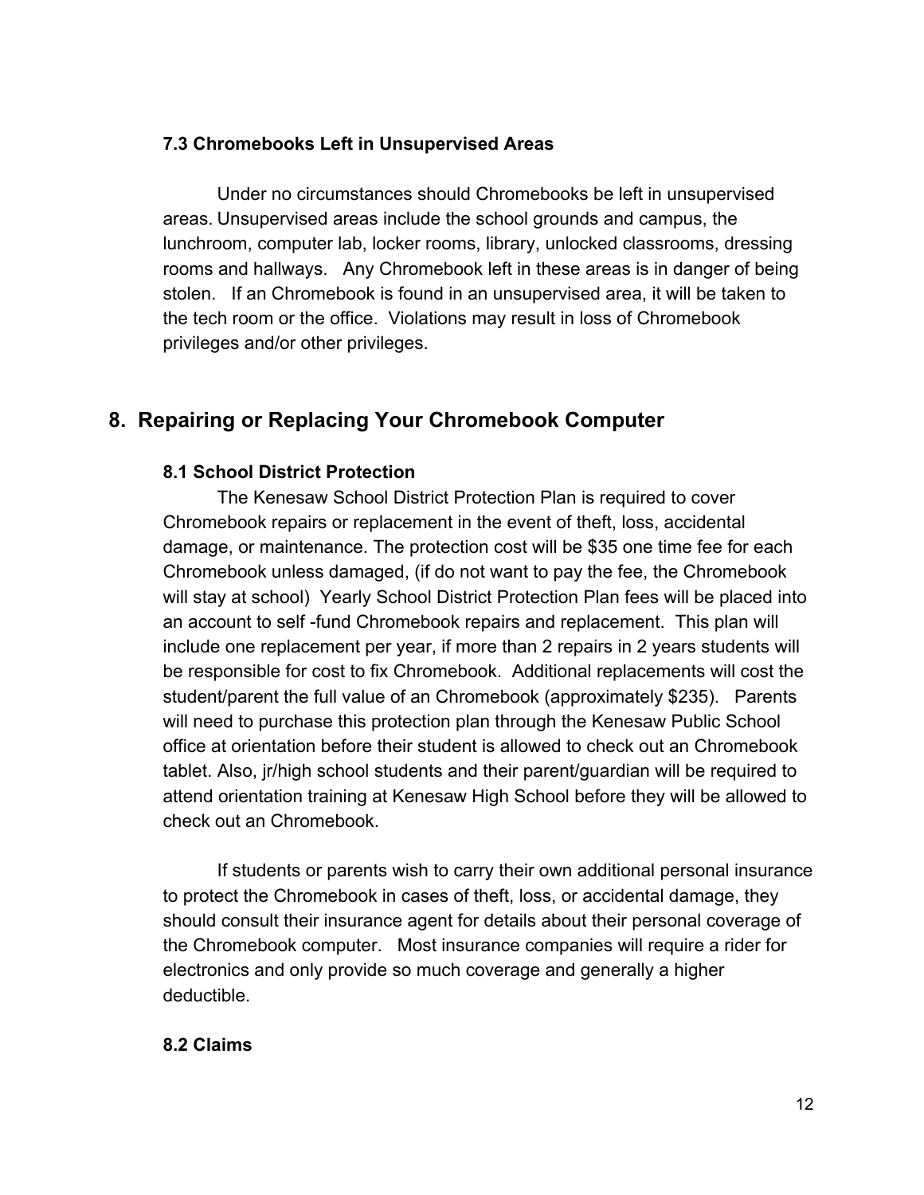### 7.3 Chromebooks Left in Unsupervised Areas

Under no circumstances should Chromebooks be left in unsupervised areas. Unsupervised areas include the school grounds and campus, the lunchroom, computer lab, locker rooms, library, unlocked classrooms, dressing rooms and hallways. Any Chromebook left in these areas is in danger of being stolen. If an Chromebook is found in an unsupervised area, it will be taken to the tech room or the office. Violations may result in loss of Chromebook privileges and/or other privileges.

## 8. Repairing or Replacing Your Chromebook Computer

### 8.1 School District Protection

The Kenesaw School District Protection Plan is required to cover Chromebook repairs or replacement in the event of theft, loss, accidental damage, or maintenance. The protection cost will be $35 one time fee for each Chromebook unless damaged, (if do not want to pay the fee, the Chromebook will stay at school) Yearly School District Protection Plan fees will be placed into an account to self -fund Chromebook repairs and replacement. This plan will include one replacement per year, if more than 2 repairs in 2 years students will be responsible for cost to fix Chromebook. Additional replacements will cost the student/parent the full value of an Chromebook (approximately $235). Parents will need to purchase this protection plan through the Kenesaw Public School office at orientation before their student is allowed to check out an Chromebook tablet. Also, jr/high school students and their parent/guardian will be required to attend orientation training at Kenesaw High School before they will be allowed to check out an Chromebook.

If students or parents wish to carry their own additional personal insurance to protect the Chromebook in cases of theft, loss, or accidental damage, they should consult their insurance agent for details about their personal coverage of the Chromebook computer. Most insurance companies will require a rider for electronics and only provide so much coverage and generally a higher deductible.

### 8.2 Claims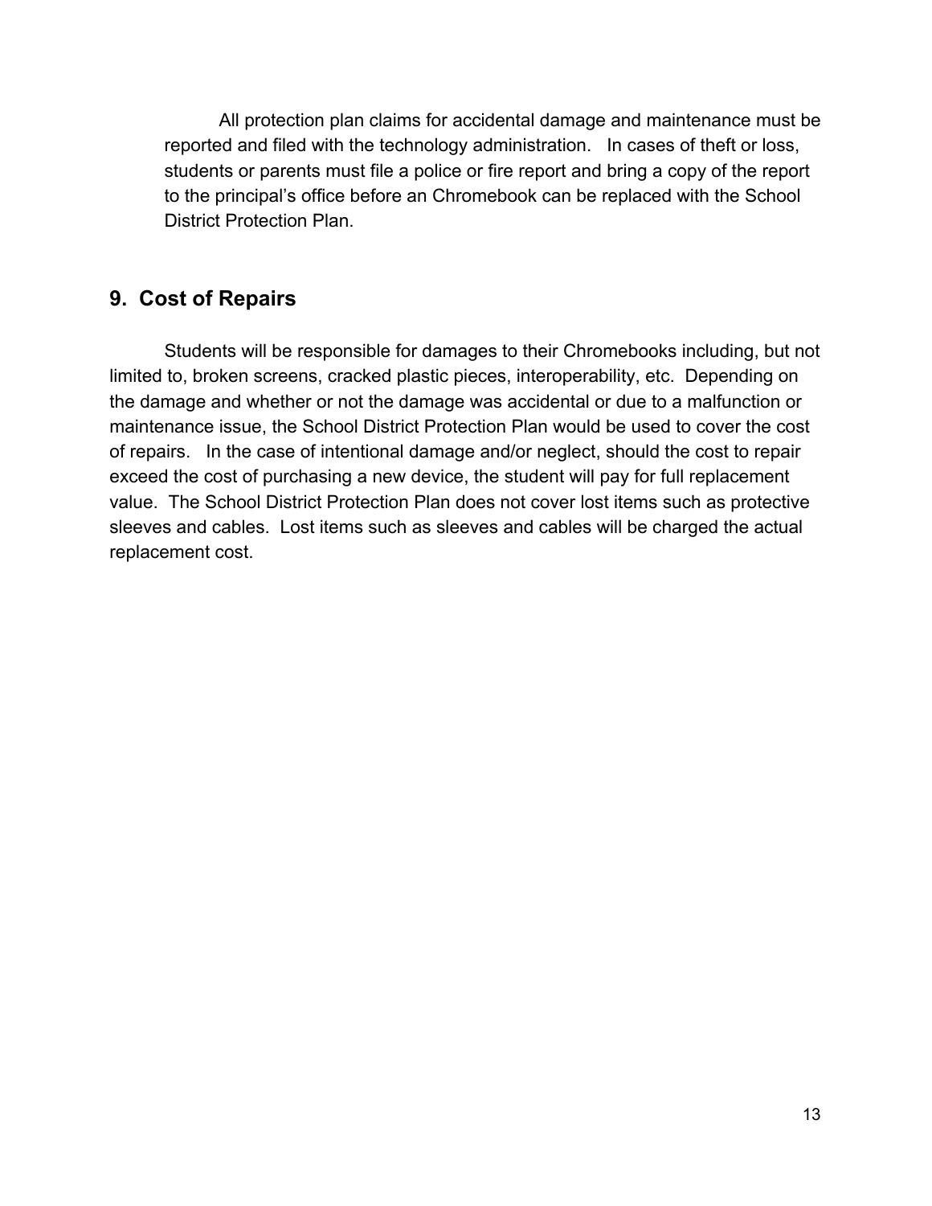All protection plan claims for accidental damage and maintenance must be reported and filed with the technology administration. In cases of theft or loss, students or parents must file a police or fire report and bring a copy of the report to the principal's office before an Chromebook can be replaced with the School District Protection Plan.

## 9. Cost of Repairs

Students will be responsible for damages to their Chromebooks including, but not limited to, broken screens, cracked plastic pieces, interoperability, etc. Depending on the damage and whether or not the damage was accidental or due to a malfunction or maintenance issue, the School District Protection Plan would be used to cover the cost of repairs. In the case of intentional damage and/or neglect, should the cost to repair exceed the cost of purchasing a new device, the student will pay for full replacement value. The School District Protection Plan does not cover lost items such as protective sleeves and cables. Lost items such as sleeves and cables will be charged the actual replacement cost.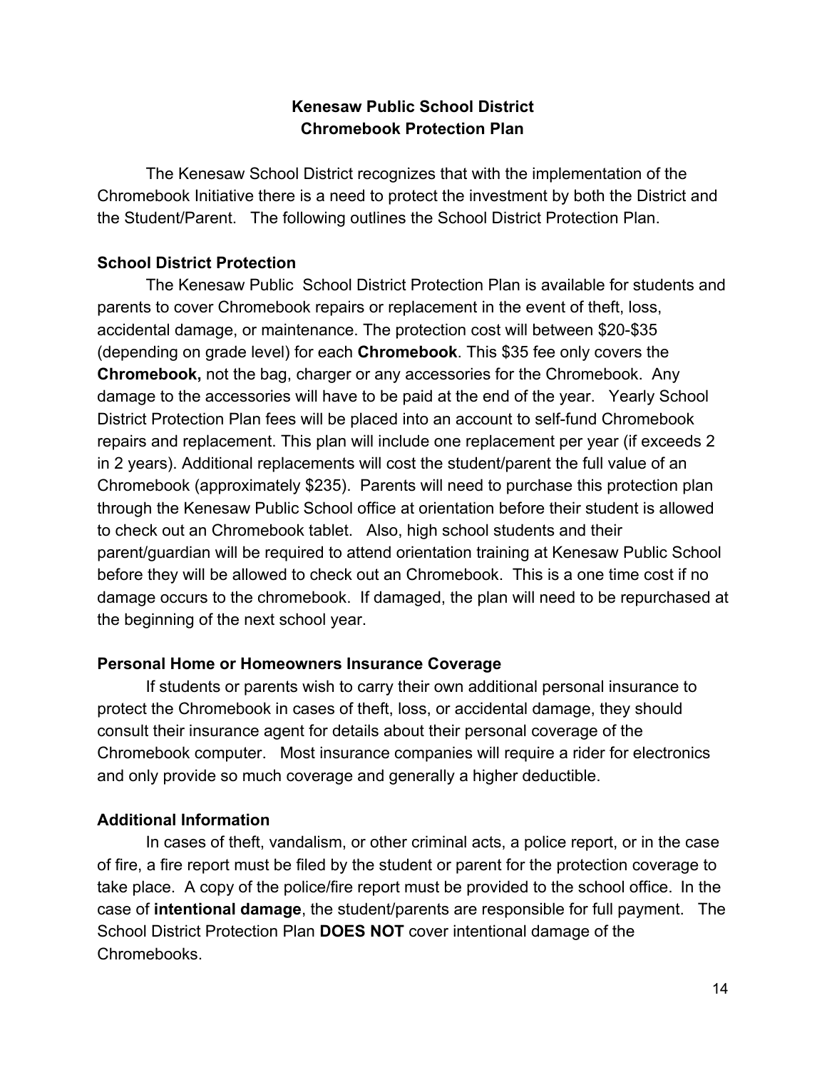# Kenesaw Public School District
## Chromebook Protection Plan

The Kenesaw School District recognizes that with the implementation of the Chromebook Initiative there is a need to protect the investment by both the District and the Student/Parent. The following outlines the School District Protection Plan.

### School District Protection

The Kenesaw Public School District Protection Plan is available for students and parents to cover Chromebook repairs or replacement in the event of theft, loss, accidental damage, or maintenance. The protection cost will between $20-$35 (depending on grade level) for each **Chromebook**. This $35 fee only covers the **Chromebook,** not the bag, charger or any accessories for the Chromebook. Any damage to the accessories will have to be paid at the end of the year. Yearly School District Protection Plan fees will be placed into an account to self-fund Chromebook repairs and replacement. This plan will include one replacement per year (if exceeds 2 in 2 years). Additional replacements will cost the student/parent the full value of an Chromebook (approximately $235). Parents will need to purchase this protection plan through the Kenesaw Public School office at orientation before their student is allowed to check out an Chromebook tablet. Also, high school students and their parent/guardian will be required to attend orientation training at Kenesaw Public School before they will be allowed to check out an Chromebook. This is a one time cost if no damage occurs to the chromebook. If damaged, the plan will need to be repurchased at the beginning of the next school year.

### Personal Home or Homeowners Insurance Coverage

If students or parents wish to carry their own additional personal insurance to protect the Chromebook in cases of theft, loss, or accidental damage, they should consult their insurance agent for details about their personal coverage of the Chromebook computer. Most insurance companies will require a rider for electronics and only provide so much coverage and generally a higher deductible.

### Additional Information

In cases of theft, vandalism, or other criminal acts, a police report, or in the case of fire, a fire report must be filed by the student or parent for the protection coverage to take place. A copy of the police/fire report must be provided to the school office. In the case of **intentional damage**, the student/parents are responsible for full payment. The School District Protection Plan **DOES NOT** cover intentional damage of the Chromebooks.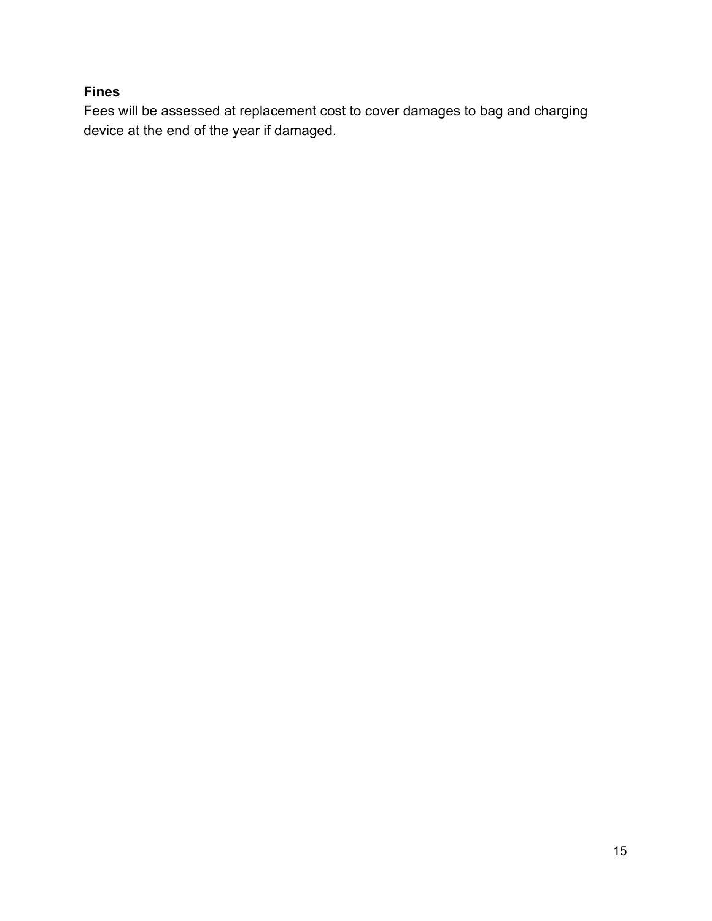**Fines**

Fees will be assessed at replacement cost to cover damages to bag and charging device at the end of the year if damaged.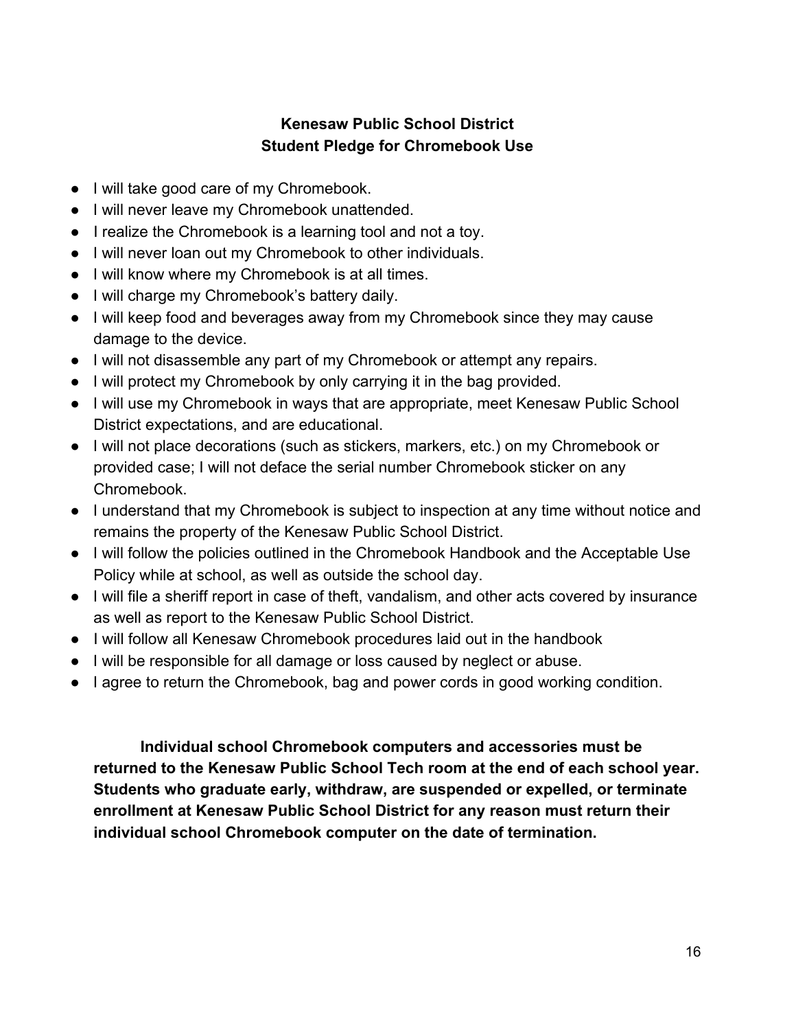## Kenesaw Public School District
## Student Pledge for Chromebook Use

- I will take good care of my Chromebook.
- I will never leave my Chromebook unattended.
- I realize the Chromebook is a learning tool and not a toy.
- I will never loan out my Chromebook to other individuals.
- I will know where my Chromebook is at all times.
- I will charge my Chromebook's battery daily.
- I will keep food and beverages away from my Chromebook since they may cause damage to the device.
- I will not disassemble any part of my Chromebook or attempt any repairs.
- I will protect my Chromebook by only carrying it in the bag provided.
- I will use my Chromebook in ways that are appropriate, meet Kenesaw Public School District expectations, and are educational.
- I will not place decorations (such as stickers, markers, etc.) on my Chromebook or provided case; I will not deface the serial number Chromebook sticker on any Chromebook.
- I understand that my Chromebook is subject to inspection at any time without notice and remains the property of the Kenesaw Public School District.
- I will follow the policies outlined in the Chromebook Handbook and the Acceptable Use Policy while at school, as well as outside the school day.
- I will file a sheriff report in case of theft, vandalism, and other acts covered by insurance as well as report to the Kenesaw Public School District.
- I will follow all Kenesaw Chromebook procedures laid out in the handbook
- I will be responsible for all damage or loss caused by neglect or abuse.
- I agree to return the Chromebook, bag and power cords in good working condition.

**Individual school Chromebook computers and accessories must be returned to the Kenesaw Public School Tech room at the end of each school year. Students who graduate early, withdraw, are suspended or expelled, or terminate enrollment at Kenesaw Public School District for any reason must return their individual school Chromebook computer on the date of termination.**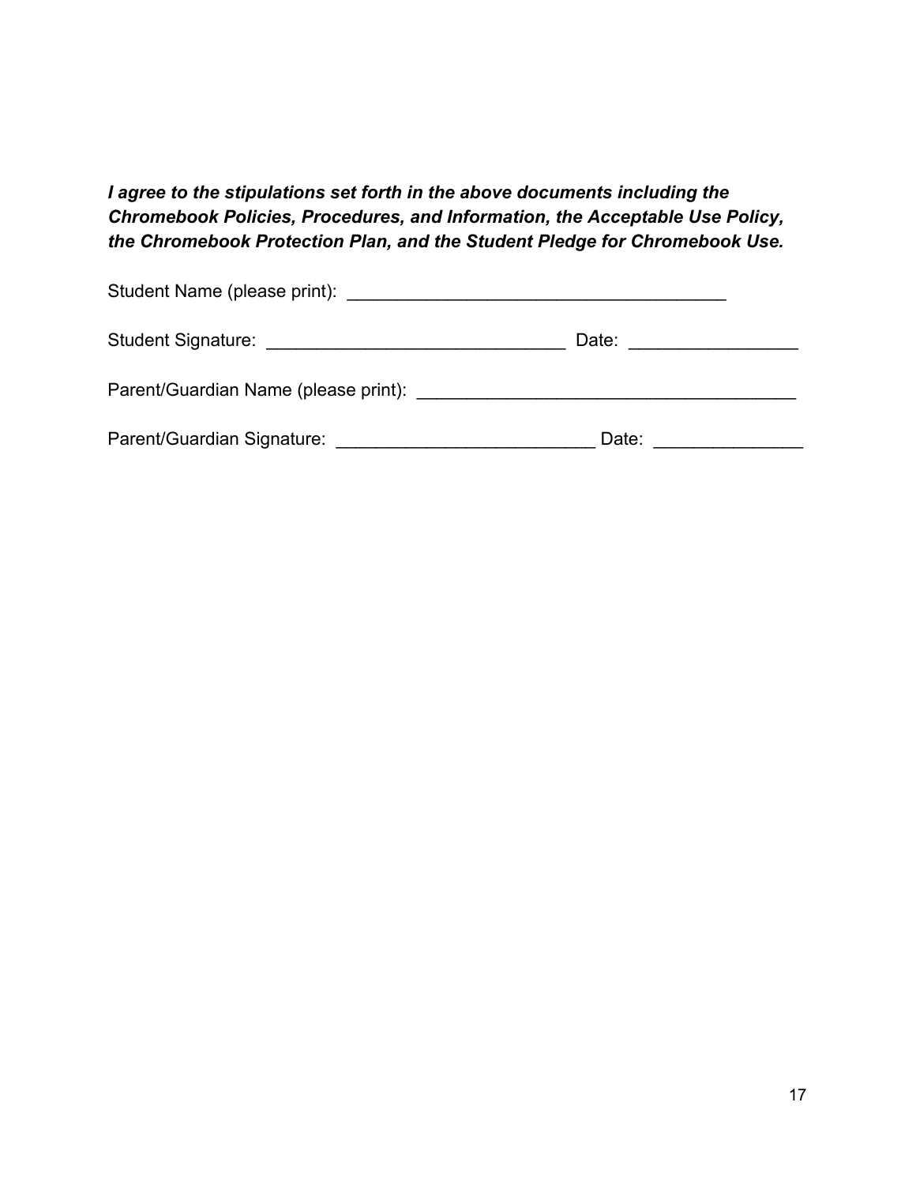***I agree to the stipulations set forth in the above documents including the Chromebook Policies, Procedures, and Information, the Acceptable Use Policy, the Chromebook Protection Plan, and the Student Pledge for Chromebook Use.***

Student Name (please print): ______________________________________

Student Signature: ______________________________ Date: ________________

Parent/Guardian Name (please print): ______________________________________

Parent/Guardian Signature: __________________________ Date: _______________